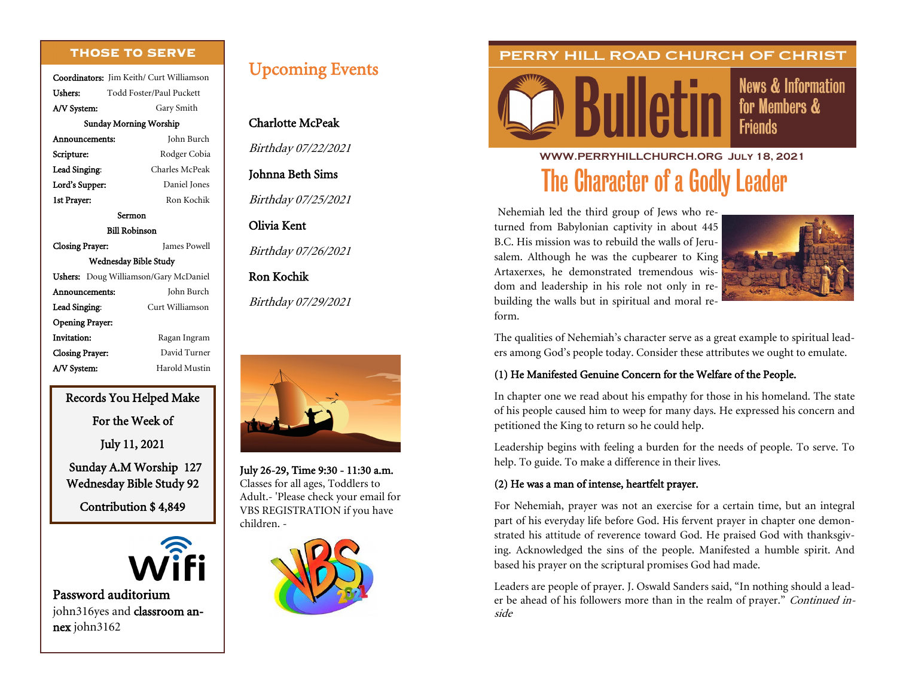## THOSE TO SERVE

| | |
|---|---|
| **Coordinators:** | Jim Keith/ Curt Williamson |
| **Ushers:** | Todd Foster/Paul Puckett |
| **A/V System:** | Gary Smith |
| **Sunday Morning Worship** | |
| **Announcements:** | John Burch |
| **Scripture:** | Rodger Cobia |
| **Lead Singing:** | Charles McPeak |
| **Lord's Supper:** | Daniel Jones |
| **1st Prayer:** | Ron Kochik |
| **Sermon** | Bill Robinson |
| **Closing Prayer:** | James Powell |
| **Wednesday Bible Study** | |
| **Ushers:** | Doug Williamson/Gary McDaniel |
| **Announcements:** | John Burch |
| **Lead Singing:** | Curt Williamson |
| **Opening Prayer:** | |
| **Invitation:** | Ragan Ingram |
| **Closing Prayer:** | David Turner |
| **A/V System:** | Harold Mustin |

**Records You Helped Make**

**For the Week of**

**July 11, 2021**

**Sunday A.M Worship 127**
**Wednesday Bible Study 92**

**Contribution $ 4,849**

**Wifi**

**Password auditorium** john316yes and **classroom annex** john3162

## Upcoming Events

**Charlotte McPeak**

*Birthday 07/22/2021*

**Johnna Beth Sims**

*Birthday 07/25/2021*

**Olivia Kent**

*Birthday 07/26/2021*

**Ron Kochik**

*Birthday 07/29/2021*

**July 26-29, Time 9:30 - 11:30 a.m.**
Classes for all ages, Toddlers to Adult.- 'Please check your email for VBS REGISTRATION if you have children. -

# PERRY HILL ROAD CHURCH OF CHRIST

# Bulletin

News & Information for Members & Friends

WWW.PERRYHILLCHURCH.ORG JULY 18, 2021

# The Character of a Godly Leader

Nehemiah led the third group of Jews who returned from Babylonian captivity in about 445 B.C. His mission was to rebuild the walls of Jerusalem. Although he was the cupbearer to King Artaxerxes, he demonstrated tremendous wisdom and leadership in his role not only in rebuilding the walls but in spiritual and moral reform.

The qualities of Nehemiah's character serve as a great example to spiritual leaders among God's people today. Consider these attributes we ought to emulate.

**(1) He Manifested Genuine Concern for the Welfare of the People.**

In chapter one we read about his empathy for those in his homeland. The state of his people caused him to weep for many days. He expressed his concern and petitioned the King to return so he could help.

Leadership begins with feeling a burden for the needs of people. To serve. To help. To guide. To make a difference in their lives.

**(2) He was a man of intense, heartfelt prayer.**

For Nehemiah, prayer was not an exercise for a certain time, but an integral part of his everyday life before God. His fervent prayer in chapter one demonstrated his attitude of reverence toward God. He praised God with thanksgiving. Acknowledged the sins of the people. Manifested a humble spirit. And based his prayer on the scriptural promises God had made.

Leaders are people of prayer. J. Oswald Sanders said, "In nothing should a leader be ahead of his followers more than in the realm of prayer." *Continued inside*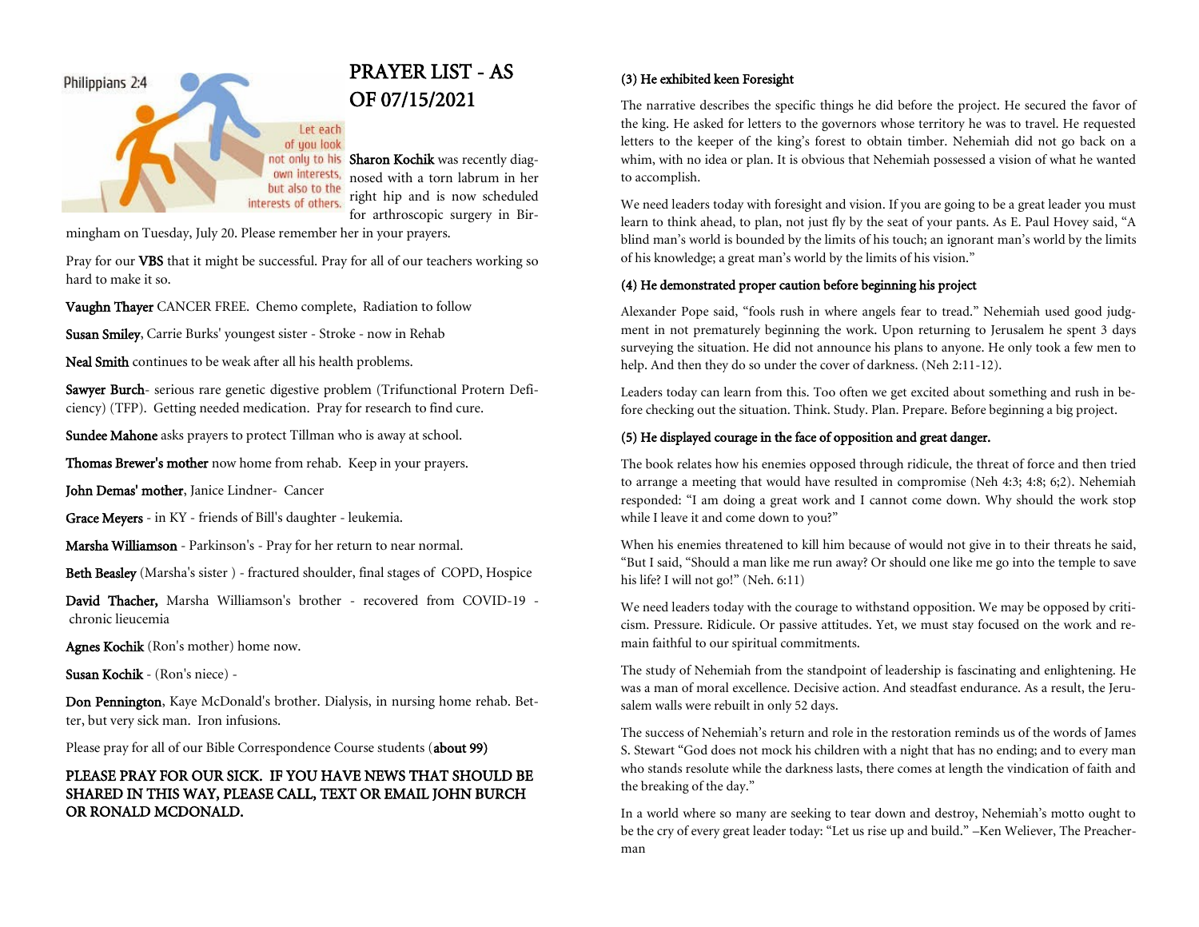Philippians 2:4

Let each of you look not only to his own interests, but also to the interests of others.

# PRAYER LIST - AS OF 07/15/2021

**Sharon Kochik** was recently diagnosed with a torn labrum in her right hip and is now scheduled for arthroscopic surgery in Birmingham on Tuesday, July 20. Please remember her in your prayers.

Pray for our **VBS** that it might be successful. Pray for all of our teachers working so hard to make it so.

**Vaughn Thayer** CANCER FREE. Chemo complete, Radiation to follow

**Susan Smiley**, Carrie Burks' youngest sister - Stroke - now in Rehab

**Neal Smith** continues to be weak after all his health problems.

**Sawyer Burch**- serious rare genetic digestive problem (Trifunctional Protern Deficiency) (TFP). Getting needed medication. Pray for research to find cure.

**Sundee Mahone** asks prayers to protect Tillman who is away at school.

**Thomas Brewer's mother** now home from rehab. Keep in your prayers.

**John Demas' mother**, Janice Lindner- Cancer

**Grace Meyers** - in KY - friends of Bill's daughter - leukemia.

**Marsha Williamson** - Parkinson's - Pray for her return to near normal.

**Beth Beasley** (Marsha's sister ) - fractured shoulder, final stages of COPD, Hospice

**David Thacher,** Marsha Williamson's brother - recovered from COVID-19 - chronic lieucemia

**Agnes Kochik** (Ron's mother) home now.

**Susan Kochik** - (Ron's niece) -

**Don Pennington**, Kaye McDonald's brother. Dialysis, in nursing home rehab. Better, but very sick man. Iron infusions.

Please pray for all of our Bible Correspondence Course students (**about 99)**

PLEASE PRAY FOR OUR SICK. IF YOU HAVE NEWS THAT SHOULD BE SHARED IN THIS WAY, PLEASE CALL, TEXT OR EMAIL JOHN BURCH OR RONALD MCDONALD.

**(3) He exhibited keen Foresight**

The narrative describes the specific things he did before the project. He secured the favor of the king. He asked for letters to the governors whose territory he was to travel. He requested letters to the keeper of the king's forest to obtain timber. Nehemiah did not go back on a whim, with no idea or plan. It is obvious that Nehemiah possessed a vision of what he wanted to accomplish.

We need leaders today with foresight and vision. If you are going to be a great leader you must learn to think ahead, to plan, not just fly by the seat of your pants. As E. Paul Hovey said, "A blind man's world is bounded by the limits of his touch; an ignorant man's world by the limits of his knowledge; a great man's world by the limits of his vision."

**(4) He demonstrated proper caution before beginning his project**

Alexander Pope said, "fools rush in where angels fear to tread." Nehemiah used good judgment in not prematurely beginning the work. Upon returning to Jerusalem he spent 3 days surveying the situation. He did not announce his plans to anyone. He only took a few men to help. And then they do so under the cover of darkness. (Neh 2:11-12).

Leaders today can learn from this. Too often we get excited about something and rush in before checking out the situation. Think. Study. Plan. Prepare. Before beginning a big project.

**(5) He displayed courage in the face of opposition and great danger.**

The book relates how his enemies opposed through ridicule, the threat of force and then tried to arrange a meeting that would have resulted in compromise (Neh 4:3; 4:8; 6;2). Nehemiah responded: "I am doing a great work and I cannot come down. Why should the work stop while I leave it and come down to you?"

When his enemies threatened to kill him because of would not give in to their threats he said, "But I said, "Should a man like me run away? Or should one like me go into the temple to save his life? I will not go!" (Neh. 6:11)

We need leaders today with the courage to withstand opposition. We may be opposed by criticism. Pressure. Ridicule. Or passive attitudes. Yet, we must stay focused on the work and remain faithful to our spiritual commitments.

The study of Nehemiah from the standpoint of leadership is fascinating and enlightening. He was a man of moral excellence. Decisive action. And steadfast endurance. As a result, the Jerusalem walls were rebuilt in only 52 days.

The success of Nehemiah's return and role in the restoration reminds us of the words of James S. Stewart "God does not mock his children with a night that has no ending; and to every man who stands resolute while the darkness lasts, there comes at length the vindication of faith and the breaking of the day."

In a world where so many are seeking to tear down and destroy, Nehemiah's motto ought to be the cry of every great leader today: "Let us rise up and build." –Ken Weliever, The Preacherman